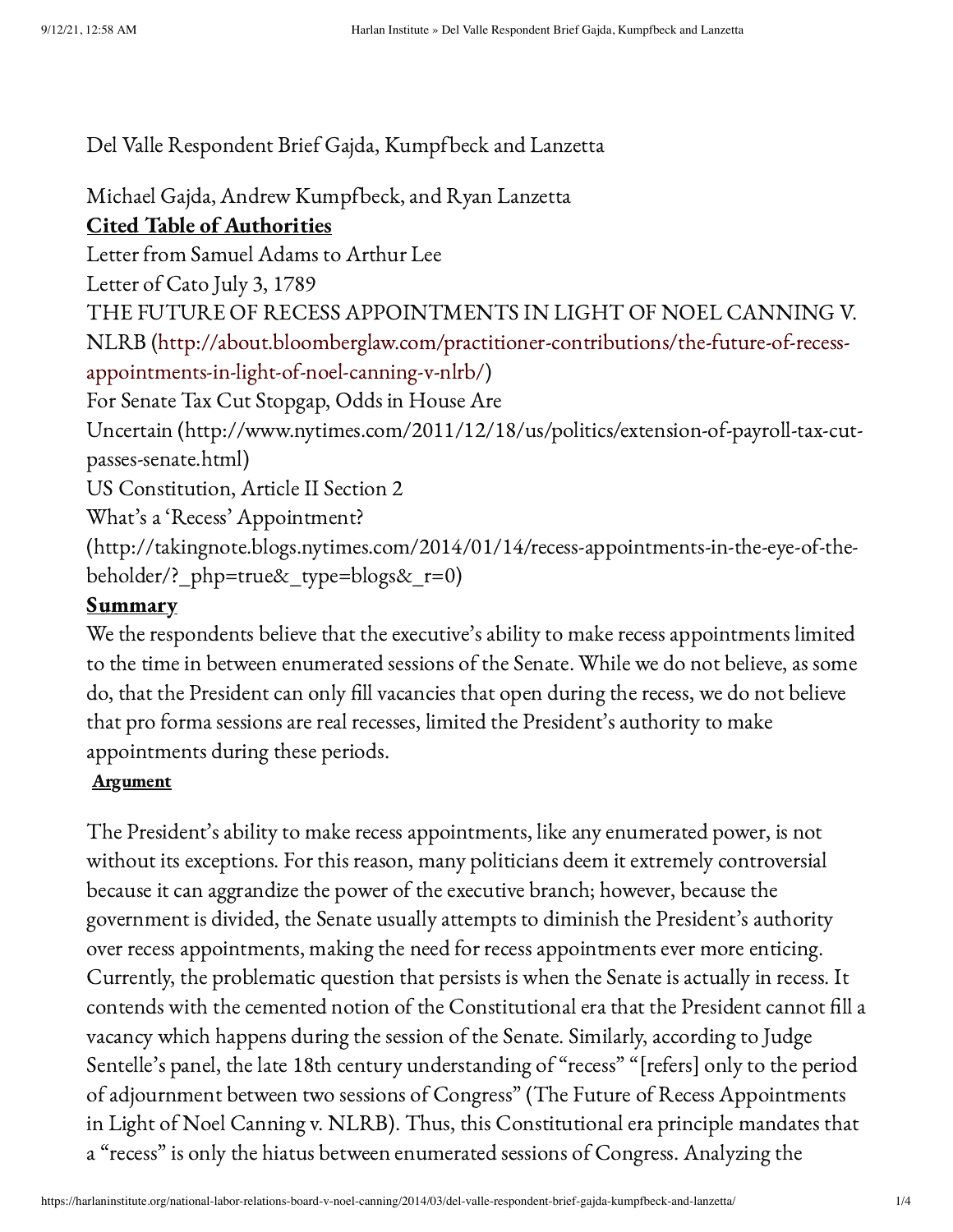Del Valle Respondent Brief Gajda, Kumpfbeck and Lanzetta

Michael Gajda, Andrew Kumpfbeck, and Ryan Lanzetta

**Cited Table of Authorities**

Letter from Samuel Adams to Arthur Lee

Letter of Cato July 3, 1789

THE FUTURE OF RECESS APPOINTMENTS IN LIGHT OF NOEL CANNING V. NLRB (http://about.bloomberglaw.com/practitioner-contributions/the-future-of-recess-appointments-in-light-of-noel-canning-v-nlrb/)

For Senate Tax Cut Stopgap, Odds in House Are Uncertain (http://www.nytimes.com/2011/12/18/us/politics/extension-of-payroll-tax-cut-passes-senate.html)

US Constitution, Article II Section 2

What's a 'Recess' Appointment? (http://takingnote.blogs.nytimes.com/2014/01/14/recess-appointments-in-the-eye-of-the-beholder/?_php=true&_type=blogs&_r=0)

**Summary**

We the respondents believe that the executive's ability to make recess appointments limited to the time in between enumerated sessions of the Senate. While we do not believe, as some do, that the President can only fill vacancies that open during the recess, we do not believe that pro forma sessions are real recesses, limited the President's authority to make appointments during these periods.

**Argument**

The President's ability to make recess appointments, like any enumerated power, is not without its exceptions. For this reason, many politicians deem it extremely controversial because it can aggrandize the power of the executive branch; however, because the government is divided, the Senate usually attempts to diminish the President's authority over recess appointments, making the need for recess appointments ever more enticing. Currently, the problematic question that persists is when the Senate is actually in recess. It contends with the cemented notion of the Constitutional era that the President cannot fill a vacancy which happens during the session of the Senate. Similarly, according to Judge Sentelle's panel, the late 18th century understanding of "recess" "[refers] only to the period of adjournment between two sessions of Congress" (The Future of Recess Appointments in Light of Noel Canning v. NLRB). Thus, this Constitutional era principle mandates that a "recess" is only the hiatus between enumerated sessions of Congress. Analyzing the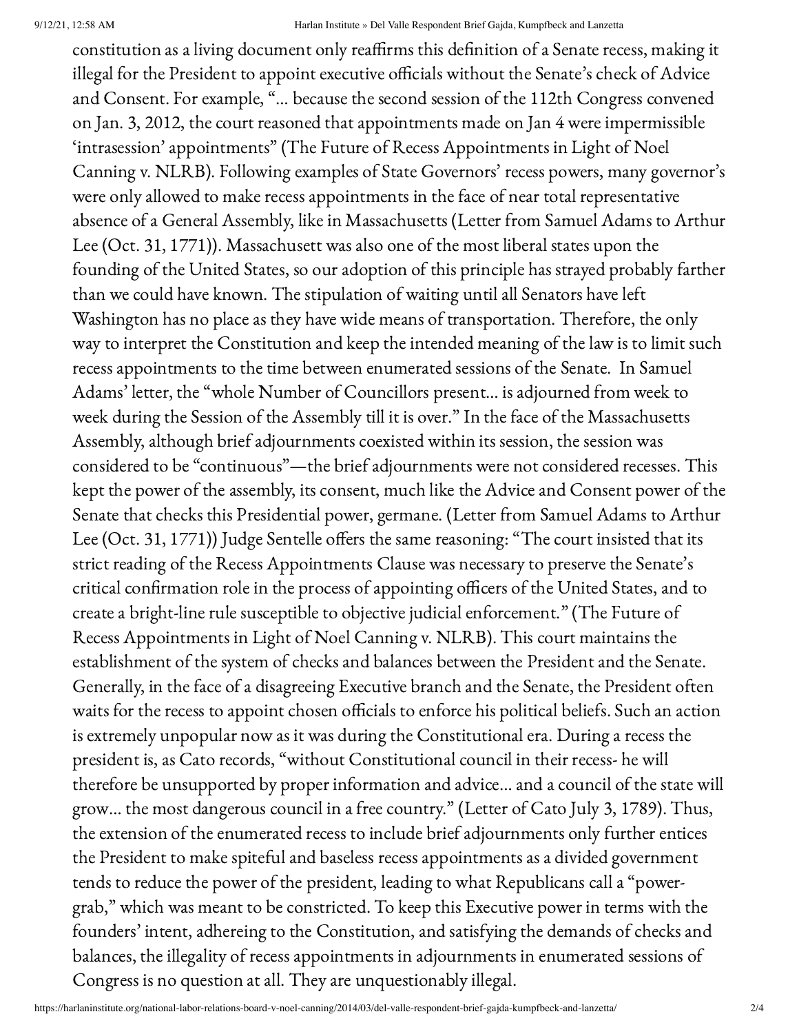constitution as a living document only reaffirms this definition of a Senate recess, making it illegal for the President to appoint executive officials without the Senate's check of Advice and Consent. For example, "… because the second session of the 112th Congress convened on Jan. 3, 2012, the court reasoned that appointments made on Jan 4 were impermissible 'intrasession' appointments" (The Future of Recess Appointments in Light of Noel Canning v. NLRB). Following examples of State Governors' recess powers, many governor's were only allowed to make recess appointments in the face of near total representative absence of a General Assembly, like in Massachusetts (Letter from Samuel Adams to Arthur Lee (Oct. 31, 1771)). Massachusett was also one of the most liberal states upon the founding of the United States, so our adoption of this principle has strayed probably farther than we could have known. The stipulation of waiting until all Senators have left Washington has no place as they have wide means of transportation. Therefore, the only way to interpret the Constitution and keep the intended meaning of the law is to limit such recess appointments to the time between enumerated sessions of the Senate. In Samuel Adams' letter, the "whole Number of Councillors present… is adjourned from week to week during the Session of the Assembly till it is over." In the face of the Massachusetts Assembly, although brief adjournments coexisted within its session, the session was considered to be "continuous"—the brief adjournments were not considered recesses. This kept the power of the assembly, its consent, much like the Advice and Consent power of the Senate that checks this Presidential power, germane. (Letter from Samuel Adams to Arthur Lee (Oct. 31, 1771)) Judge Sentelle offers the same reasoning: "The court insisted that its strict reading of the Recess Appointments Clause was necessary to preserve the Senate's critical confirmation role in the process of appointing officers of the United States, and to create a bright-line rule susceptible to objective judicial enforcement." (The Future of Recess Appointments in Light of Noel Canning v. NLRB). This court maintains the establishment of the system of checks and balances between the President and the Senate. Generally, in the face of a disagreeing Executive branch and the Senate, the President often waits for the recess to appoint chosen officials to enforce his political beliefs. Such an action is extremely unpopular now as it was during the Constitutional era. During a recess the president is, as Cato records, "without Constitutional council in their recess- he will therefore be unsupported by proper information and advice… and a council of the state will grow… the most dangerous council in a free country." (Letter of Cato July 3, 1789). Thus, the extension of the enumerated recess to include brief adjournments only further entices the President to make spiteful and baseless recess appointments as a divided government tends to reduce the power of the president, leading to what Republicans call a "power-grab," which was meant to be constricted. To keep this Executive power in terms with the founders' intent, adhereing to the Constitution, and satisfying the demands of checks and balances, the illegality of recess appointments in adjournments in enumerated sessions of Congress is no question at all. They are unquestionably illegal.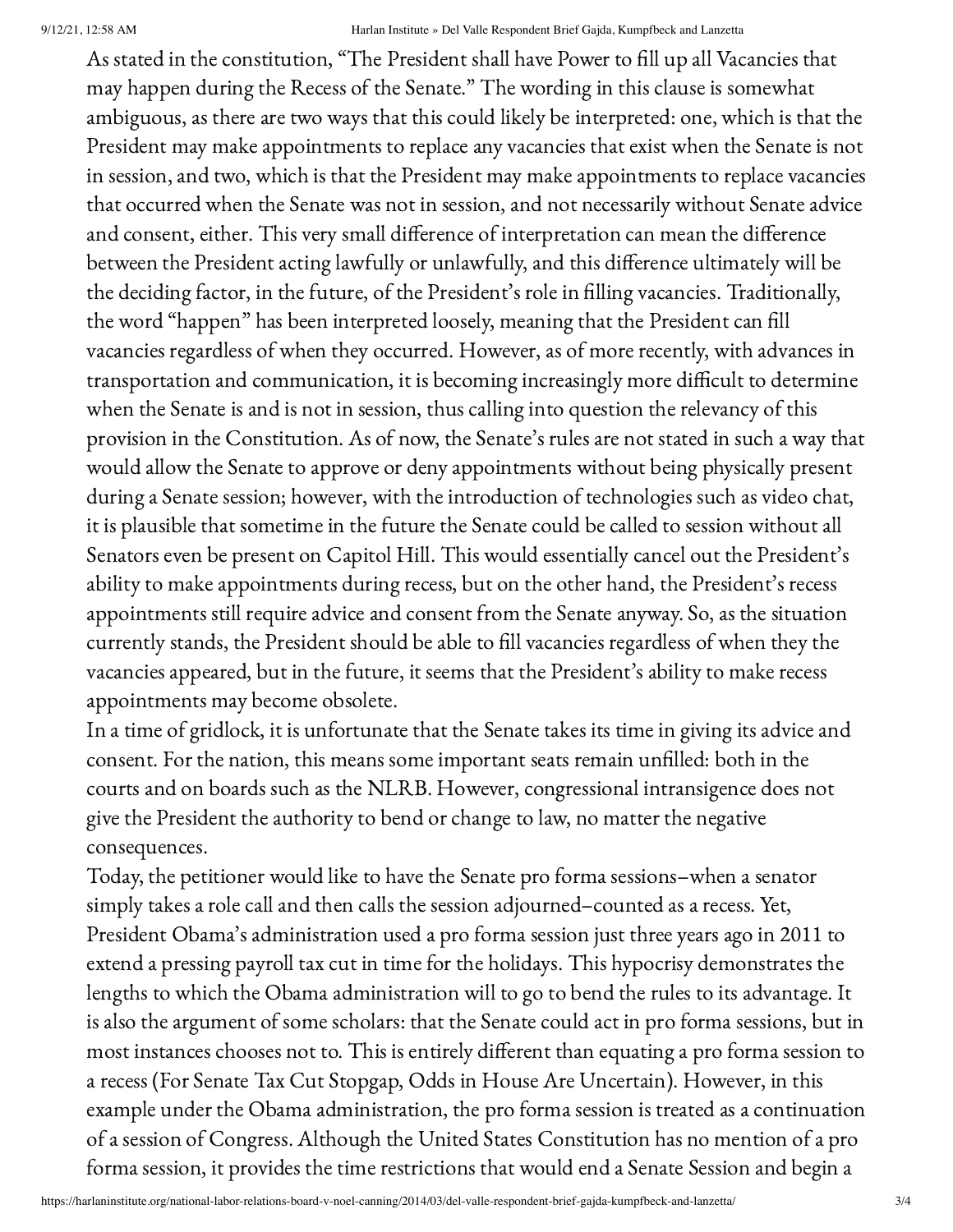As stated in the constitution, "The President shall have Power to fill up all Vacancies that may happen during the Recess of the Senate." The wording in this clause is somewhat ambiguous, as there are two ways that this could likely be interpreted: one, which is that the President may make appointments to replace any vacancies that exist when the Senate is not in session, and two, which is that the President may make appointments to replace vacancies that occurred when the Senate was not in session, and not necessarily without Senate advice and consent, either. This very small difference of interpretation can mean the difference between the President acting lawfully or unlawfully, and this difference ultimately will be the deciding factor, in the future, of the President's role in filling vacancies. Traditionally, the word "happen" has been interpreted loosely, meaning that the President can fill vacancies regardless of when they occurred. However, as of more recently, with advances in transportation and communication, it is becoming increasingly more difficult to determine when the Senate is and is not in session, thus calling into question the relevancy of this provision in the Constitution. As of now, the Senate's rules are not stated in such a way that would allow the Senate to approve or deny appointments without being physically present during a Senate session; however, with the introduction of technologies such as video chat, it is plausible that sometime in the future the Senate could be called to session without all Senators even be present on Capitol Hill. This would essentially cancel out the President's ability to make appointments during recess, but on the other hand, the President's recess appointments still require advice and consent from the Senate anyway. So, as the situation currently stands, the President should be able to fill vacancies regardless of when they the vacancies appeared, but in the future, it seems that the President's ability to make recess appointments may become obsolete.

In a time of gridlock, it is unfortunate that the Senate takes its time in giving its advice and consent. For the nation, this means some important seats remain unfilled: both in the courts and on boards such as the NLRB. However, congressional intransigence does not give the President the authority to bend or change to law, no matter the negative consequences.

Today, the petitioner would like to have the Senate pro forma sessions–when a senator simply takes a role call and then calls the session adjourned–counted as a recess. Yet, President Obama's administration used a pro forma session just three years ago in 2011 to extend a pressing payroll tax cut in time for the holidays. This hypocrisy demonstrates the lengths to which the Obama administration will to go to bend the rules to its advantage. It is also the argument of some scholars: that the Senate could act in pro forma sessions, but in most instances chooses not to. This is entirely different than equating a pro forma session to a recess (For Senate Tax Cut Stopgap, Odds in House Are Uncertain). However, in this example under the Obama administration, the pro forma session is treated as a continuation of a session of Congress. Although the United States Constitution has no mention of a pro forma session, it provides the time restrictions that would end a Senate Session and begin a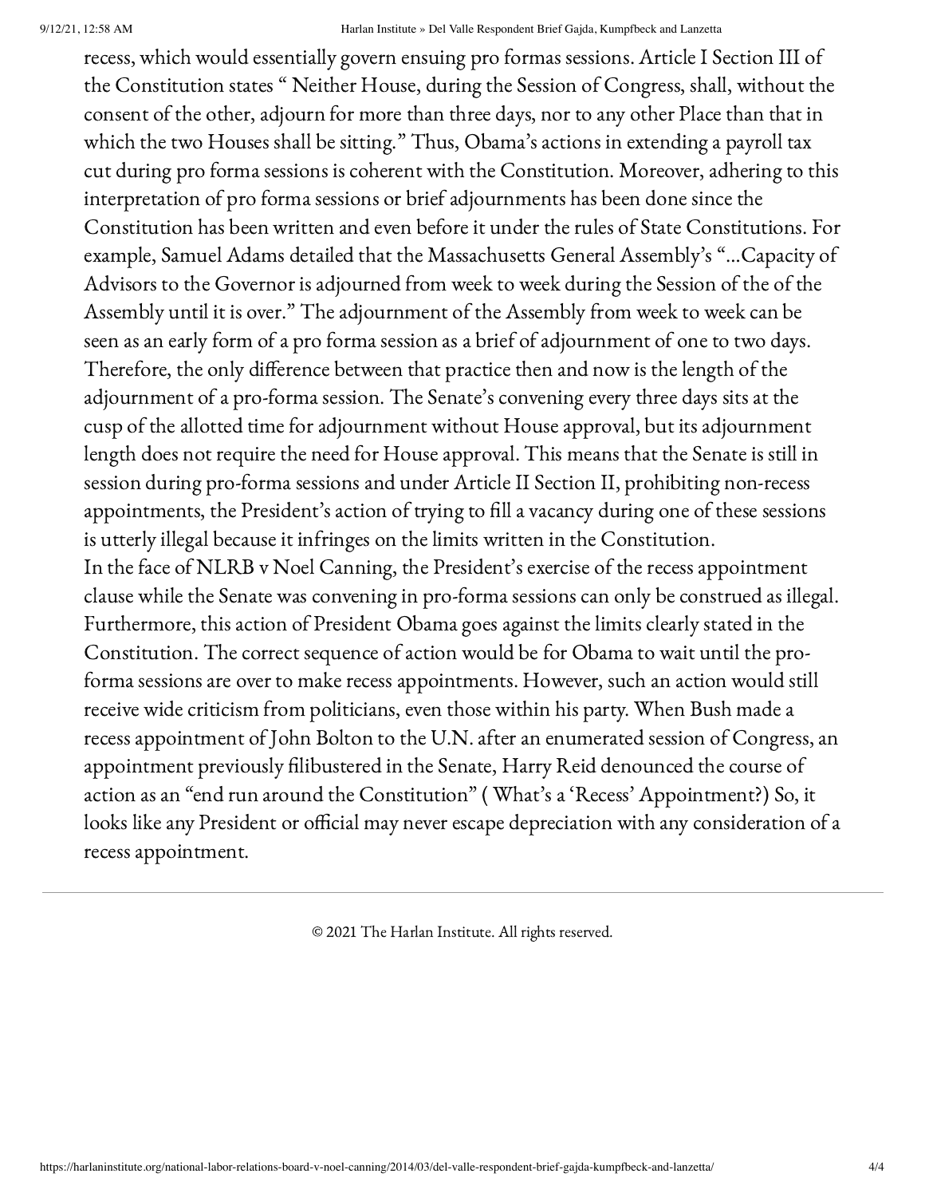recess, which would essentially govern ensuing pro formas sessions. Article I Section III of the Constitution states " Neither House, during the Session of Congress, shall, without the consent of the other, adjourn for more than three days, nor to any other Place than that in which the two Houses shall be sitting." Thus, Obama's actions in extending a payroll tax cut during pro forma sessions is coherent with the Constitution. Moreover, adhering to this interpretation of pro forma sessions or brief adjournments has been done since the Constitution has been written and even before it under the rules of State Constitutions. For example, Samuel Adams detailed that the Massachusetts General Assembly's "...Capacity of Advisors to the Governor is adjourned from week to week during the Session of the of the Assembly until it is over." The adjournment of the Assembly from week to week can be seen as an early form of a pro forma session as a brief of adjournment of one to two days. Therefore, the only difference between that practice then and now is the length of the adjournment of a pro-forma session. The Senate's convening every three days sits at the cusp of the allotted time for adjournment without House approval, but its adjournment length does not require the need for House approval. This means that the Senate is still in session during pro-forma sessions and under Article II Section II, prohibiting non-recess appointments, the President's action of trying to fill a vacancy during one of these sessions is utterly illegal because it infringes on the limits written in the Constitution.

In the face of NLRB v Noel Canning, the President's exercise of the recess appointment clause while the Senate was convening in pro-forma sessions can only be construed as illegal. Furthermore, this action of President Obama goes against the limits clearly stated in the Constitution. The correct sequence of action would be for Obama to wait until the pro-forma sessions are over to make recess appointments. However, such an action would still receive wide criticism from politicians, even those within his party. When Bush made a recess appointment of John Bolton to the U.N. after an enumerated session of Congress, an appointment previously filibustered in the Senate, Harry Reid denounced the course of action as an "end run around the Constitution" ( What's a 'Recess' Appointment?) So, it looks like any President or official may never escape depreciation with any consideration of a recess appointment.

© 2021 The Harlan Institute. All rights reserved.